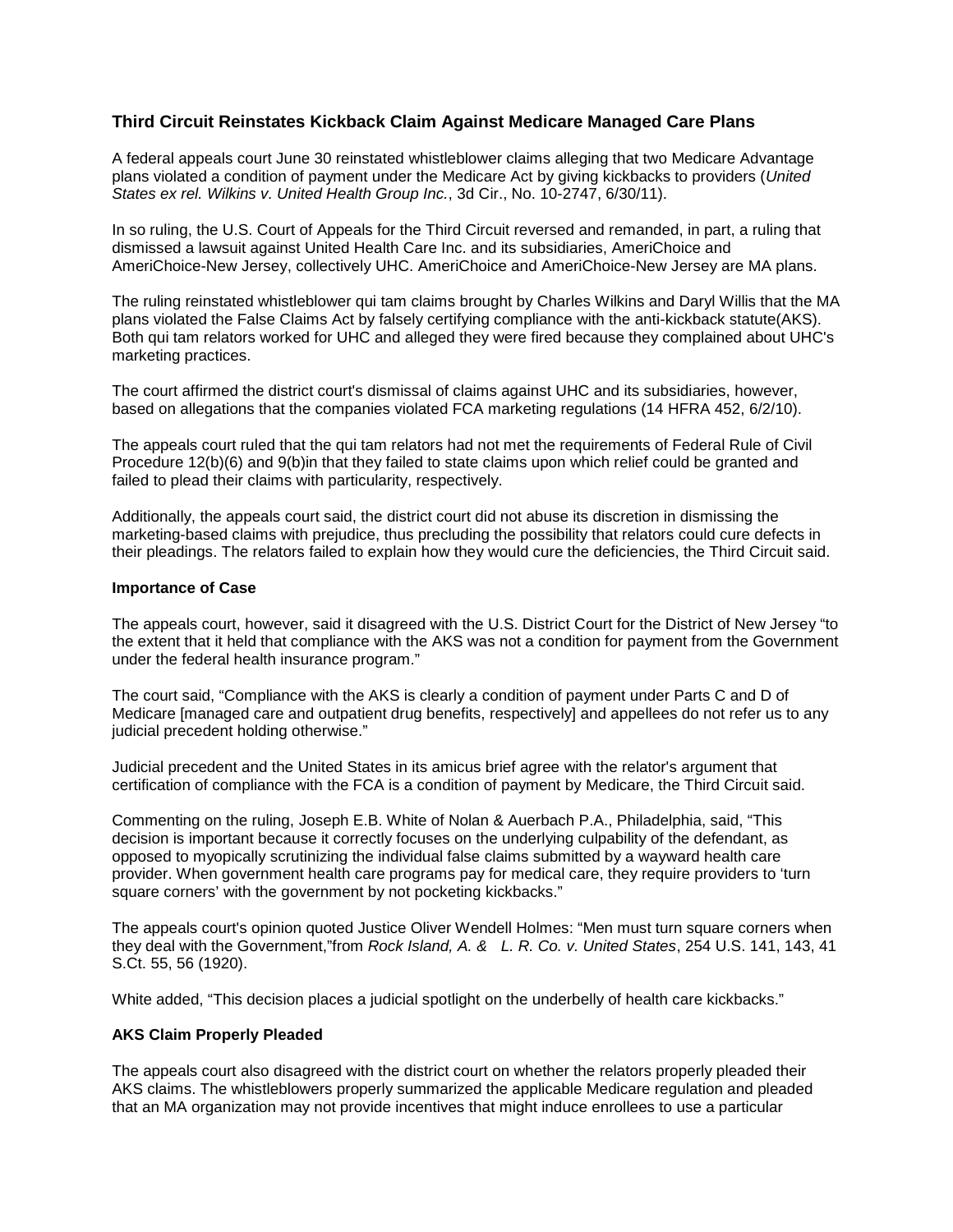## Third Circuit Reinstates Kickback Claim Against Medicare Managed Care Plans

A federal appeals court June 30 reinstated whistleblower claims alleging that two Medicare Advantage plans violated a condition of payment under the Medicare Act by giving kickbacks to providers (*United States ex rel. Wilkins v. United Health Group Inc.*, 3d Cir., No. 10-2747, 6/30/11).

In so ruling, the U.S. Court of Appeals for the Third Circuit reversed and remanded, in part, a ruling that dismissed a lawsuit against United Health Care Inc. and its subsidiaries, AmeriChoice and AmeriChoice-New Jersey, collectively UHC. AmeriChoice and AmeriChoice-New Jersey are MA plans.

The ruling reinstated whistleblower qui tam claims brought by Charles Wilkins and Daryl Willis that the MA plans violated the False Claims Act by falsely certifying compliance with the anti-kickback statute(AKS). Both qui tam relators worked for UHC and alleged they were fired because they complained about UHC's marketing practices.

The court affirmed the district court's dismissal of claims against UHC and its subsidiaries, however, based on allegations that the companies violated FCA marketing regulations (14 HFRA 452, 6/2/10).

The appeals court ruled that the qui tam relators had not met the requirements of Federal Rule of Civil Procedure 12(b)(6) and 9(b)in that they failed to state claims upon which relief could be granted and failed to plead their claims with particularity, respectively.

Additionally, the appeals court said, the district court did not abuse its discretion in dismissing the marketing-based claims with prejudice, thus precluding the possibility that relators could cure defects in their pleadings. The relators failed to explain how they would cure the deficiencies, the Third Circuit said.

### Importance of Case

The appeals court, however, said it disagreed with the U.S. District Court for the District of New Jersey "to the extent that it held that compliance with the AKS was not a condition for payment from the Government under the federal health insurance program."

The court said, "Compliance with the AKS is clearly a condition of payment under Parts C and D of Medicare [managed care and outpatient drug benefits, respectively] and appellees do not refer us to any judicial precedent holding otherwise."

Judicial precedent and the United States in its amicus brief agree with the relator's argument that certification of compliance with the FCA is a condition of payment by Medicare, the Third Circuit said.

Commenting on the ruling, Joseph E.B. White of Nolan & Auerbach P.A., Philadelphia, said, "This decision is important because it correctly focuses on the underlying culpability of the defendant, as opposed to myopically scrutinizing the individual false claims submitted by a wayward health care provider. When government health care programs pay for medical care, they require providers to 'turn square corners' with the government by not pocketing kickbacks."

The appeals court's opinion quoted Justice Oliver Wendell Holmes: "Men must turn square corners when they deal with the Government,"from *Rock Island, A. & L. R. Co. v. United States*, 254 U.S. 141, 143, 41 S.Ct. 55, 56 (1920).

White added, "This decision places a judicial spotlight on the underbelly of health care kickbacks."

### AKS Claim Properly Pleaded

The appeals court also disagreed with the district court on whether the relators properly pleaded their AKS claims. The whistleblowers properly summarized the applicable Medicare regulation and pleaded that an MA organization may not provide incentives that might induce enrollees to use a particular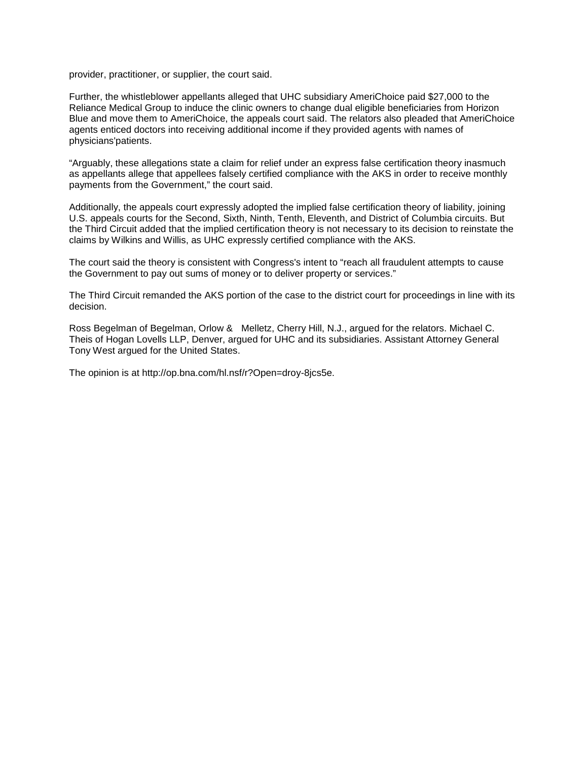provider, practitioner, or supplier, the court said.

Further, the whistleblower appellants alleged that UHC subsidiary AmeriChoice paid $27,000 to the Reliance Medical Group to induce the clinic owners to change dual eligible beneficiaries from Horizon Blue and move them to AmeriChoice, the appeals court said. The relators also pleaded that AmeriChoice agents enticed doctors into receiving additional income if they provided agents with names of physicians'patients.

“Arguably, these allegations state a claim for relief under an express false certification theory inasmuch as appellants allege that appellees falsely certified compliance with the AKS in order to receive monthly payments from the Government,” the court said.

Additionally, the appeals court expressly adopted the implied false certification theory of liability, joining U.S. appeals courts for the Second, Sixth, Ninth, Tenth, Eleventh, and District of Columbia circuits. But the Third Circuit added that the implied certification theory is not necessary to its decision to reinstate the claims by Wilkins and Willis, as UHC expressly certified compliance with the AKS.

The court said the theory is consistent with Congress's intent to “reach all fraudulent attempts to cause the Government to pay out sums of money or to deliver property or services.”

The Third Circuit remanded the AKS portion of the case to the district court for proceedings in line with its decision.

Ross Begelman of Begelman, Orlow & Melletz, Cherry Hill, N.J., argued for the relators. Michael C. Theis of Hogan Lovells LLP, Denver, argued for UHC and its subsidiaries. Assistant Attorney General Tony West argued for the United States.

The opinion is at http://op.bna.com/hl.nsf/r?Open=droy-8jcs5e.